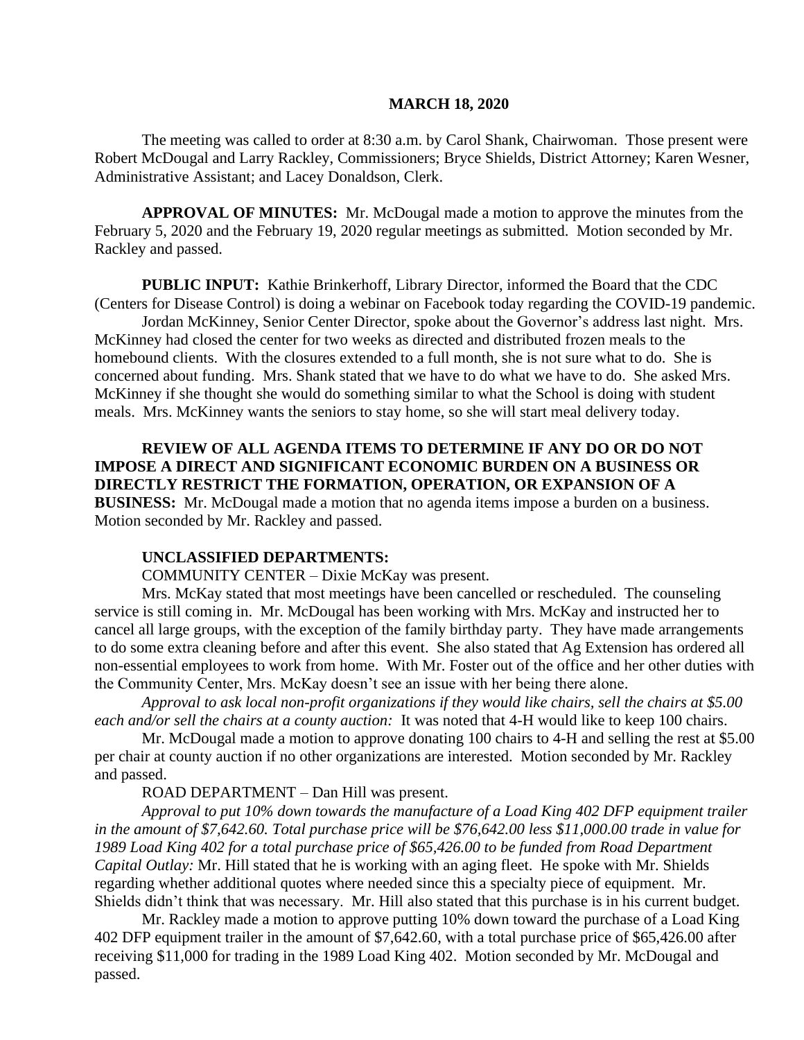**MARCH 18, 2020**

The meeting was called to order at 8:30 a.m. by Carol Shank, Chairwoman. Those present were Robert McDougal and Larry Rackley, Commissioners; Bryce Shields, District Attorney; Karen Wesner, Administrative Assistant; and Lacey Donaldson, Clerk.

**APPROVAL OF MINUTES:** Mr. McDougal made a motion to approve the minutes from the February 5, 2020 and the February 19, 2020 regular meetings as submitted. Motion seconded by Mr. Rackley and passed.

**PUBLIC INPUT:** Kathie Brinkerhoff, Library Director, informed the Board that the CDC (Centers for Disease Control) is doing a webinar on Facebook today regarding the COVID-19 pandemic.

Jordan McKinney, Senior Center Director, spoke about the Governor's address last night. Mrs. McKinney had closed the center for two weeks as directed and distributed frozen meals to the homebound clients. With the closures extended to a full month, she is not sure what to do. She is concerned about funding. Mrs. Shank stated that we have to do what we have to do. She asked Mrs. McKinney if she thought she would do something similar to what the School is doing with student meals. Mrs. McKinney wants the seniors to stay home, so she will start meal delivery today.

**REVIEW OF ALL AGENDA ITEMS TO DETERMINE IF ANY DO OR DO NOT IMPOSE A DIRECT AND SIGNIFICANT ECONOMIC BURDEN ON A BUSINESS OR DIRECTLY RESTRICT THE FORMATION, OPERATION, OR EXPANSION OF A BUSINESS:** Mr. McDougal made a motion that no agenda items impose a burden on a business. Motion seconded by Mr. Rackley and passed.

**UNCLASSIFIED DEPARTMENTS:**

COMMUNITY CENTER – Dixie McKay was present.

Mrs. McKay stated that most meetings have been cancelled or rescheduled. The counseling service is still coming in. Mr. McDougal has been working with Mrs. McKay and instructed her to cancel all large groups, with the exception of the family birthday party. They have made arrangements to do some extra cleaning before and after this event. She also stated that Ag Extension has ordered all non-essential employees to work from home. With Mr. Foster out of the office and her other duties with the Community Center, Mrs. McKay doesn't see an issue with her being there alone.

*Approval to ask local non-profit organizations if they would like chairs, sell the chairs at $5.00 each and/or sell the chairs at a county auction:* It was noted that 4-H would like to keep 100 chairs.

Mr. McDougal made a motion to approve donating 100 chairs to 4-H and selling the rest at $5.00 per chair at county auction if no other organizations are interested. Motion seconded by Mr. Rackley and passed.

ROAD DEPARTMENT – Dan Hill was present.

*Approval to put 10% down towards the manufacture of a Load King 402 DFP equipment trailer in the amount of $7,642.60. Total purchase price will be $76,642.00 less $11,000.00 trade in value for 1989 Load King 402 for a total purchase price of $65,426.00 to be funded from Road Department Capital Outlay:* Mr. Hill stated that he is working with an aging fleet. He spoke with Mr. Shields regarding whether additional quotes where needed since this a specialty piece of equipment. Mr. Shields didn't think that was necessary. Mr. Hill also stated that this purchase is in his current budget.

Mr. Rackley made a motion to approve putting 10% down toward the purchase of a Load King 402 DFP equipment trailer in the amount of $7,642.60, with a total purchase price of $65,426.00 after receiving $11,000 for trading in the 1989 Load King 402. Motion seconded by Mr. McDougal and passed.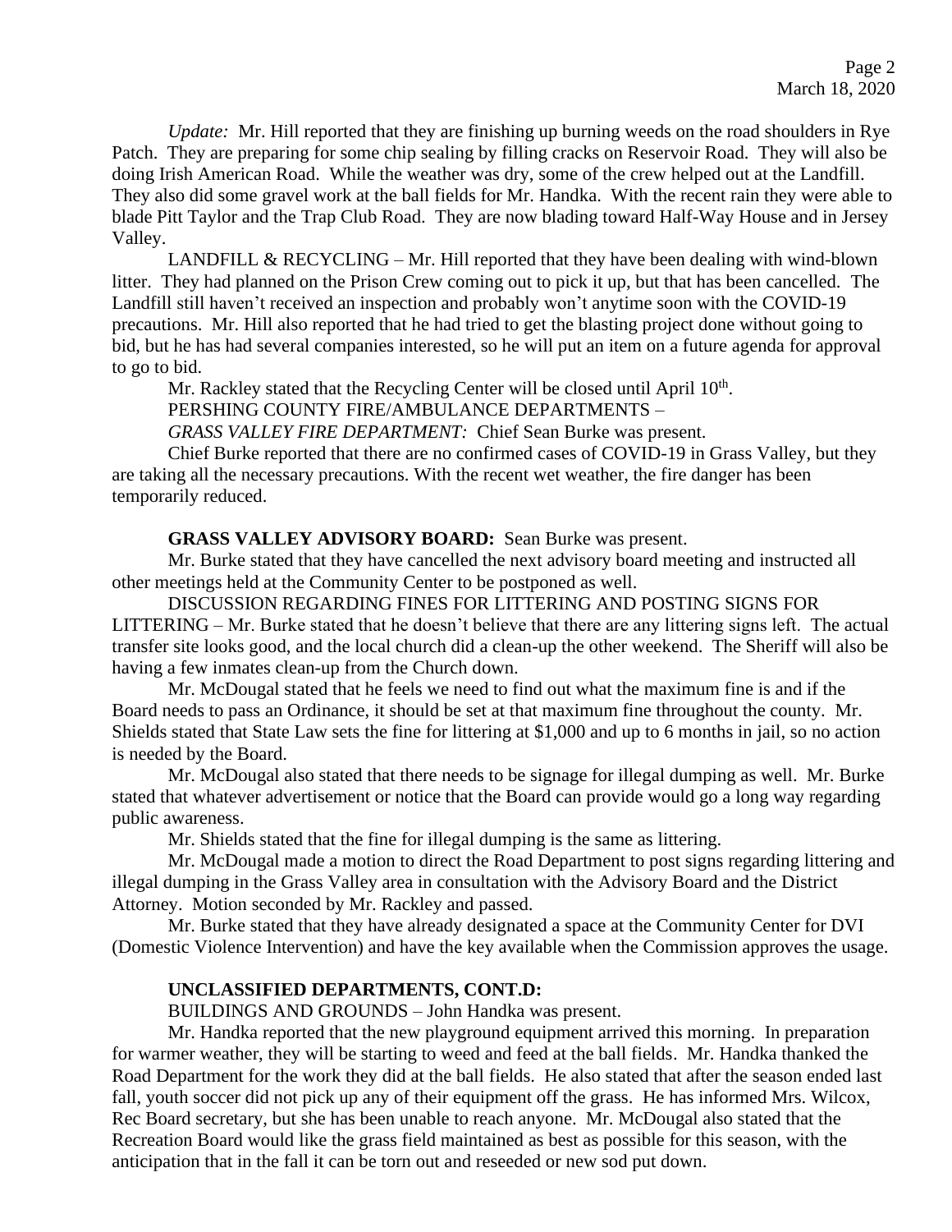*Update:* Mr. Hill reported that they are finishing up burning weeds on the road shoulders in Rye Patch. They are preparing for some chip sealing by filling cracks on Reservoir Road. They will also be doing Irish American Road. While the weather was dry, some of the crew helped out at the Landfill. They also did some gravel work at the ball fields for Mr. Handka. With the recent rain they were able to blade Pitt Taylor and the Trap Club Road. They are now blading toward Half-Way House and in Jersey Valley.

LANDFILL & RECYCLING – Mr. Hill reported that they have been dealing with wind-blown litter. They had planned on the Prison Crew coming out to pick it up, but that has been cancelled. The Landfill still haven't received an inspection and probably won't anytime soon with the COVID-19 precautions. Mr. Hill also reported that he had tried to get the blasting project done without going to bid, but he has had several companies interested, so he will put an item on a future agenda for approval to go to bid.

Mr. Rackley stated that the Recycling Center will be closed until April 10th.

PERSHING COUNTY FIRE/AMBULANCE DEPARTMENTS –

*GRASS VALLEY FIRE DEPARTMENT:* Chief Sean Burke was present.

Chief Burke reported that there are no confirmed cases of COVID-19 in Grass Valley, but they are taking all the necessary precautions. With the recent wet weather, the fire danger has been temporarily reduced.

**GRASS VALLEY ADVISORY BOARD:** Sean Burke was present.

Mr. Burke stated that they have cancelled the next advisory board meeting and instructed all other meetings held at the Community Center to be postponed as well.

DISCUSSION REGARDING FINES FOR LITTERING AND POSTING SIGNS FOR LITTERING – Mr. Burke stated that he doesn't believe that there are any littering signs left. The actual transfer site looks good, and the local church did a clean-up the other weekend. The Sheriff will also be having a few inmates clean-up from the Church down.

Mr. McDougal stated that he feels we need to find out what the maximum fine is and if the Board needs to pass an Ordinance, it should be set at that maximum fine throughout the county. Mr. Shields stated that State Law sets the fine for littering at $1,000 and up to 6 months in jail, so no action is needed by the Board.

Mr. McDougal also stated that there needs to be signage for illegal dumping as well. Mr. Burke stated that whatever advertisement or notice that the Board can provide would go a long way regarding public awareness.

Mr. Shields stated that the fine for illegal dumping is the same as littering.

Mr. McDougal made a motion to direct the Road Department to post signs regarding littering and illegal dumping in the Grass Valley area in consultation with the Advisory Board and the District Attorney. Motion seconded by Mr. Rackley and passed.

Mr. Burke stated that they have already designated a space at the Community Center for DVI (Domestic Violence Intervention) and have the key available when the Commission approves the usage.

**UNCLASSIFIED DEPARTMENTS, CONT.D:**

BUILDINGS AND GROUNDS – John Handka was present.

Mr. Handka reported that the new playground equipment arrived this morning. In preparation for warmer weather, they will be starting to weed and feed at the ball fields. Mr. Handka thanked the Road Department for the work they did at the ball fields. He also stated that after the season ended last fall, youth soccer did not pick up any of their equipment off the grass. He has informed Mrs. Wilcox, Rec Board secretary, but she has been unable to reach anyone. Mr. McDougal also stated that the Recreation Board would like the grass field maintained as best as possible for this season, with the anticipation that in the fall it can be torn out and reseeded or new sod put down.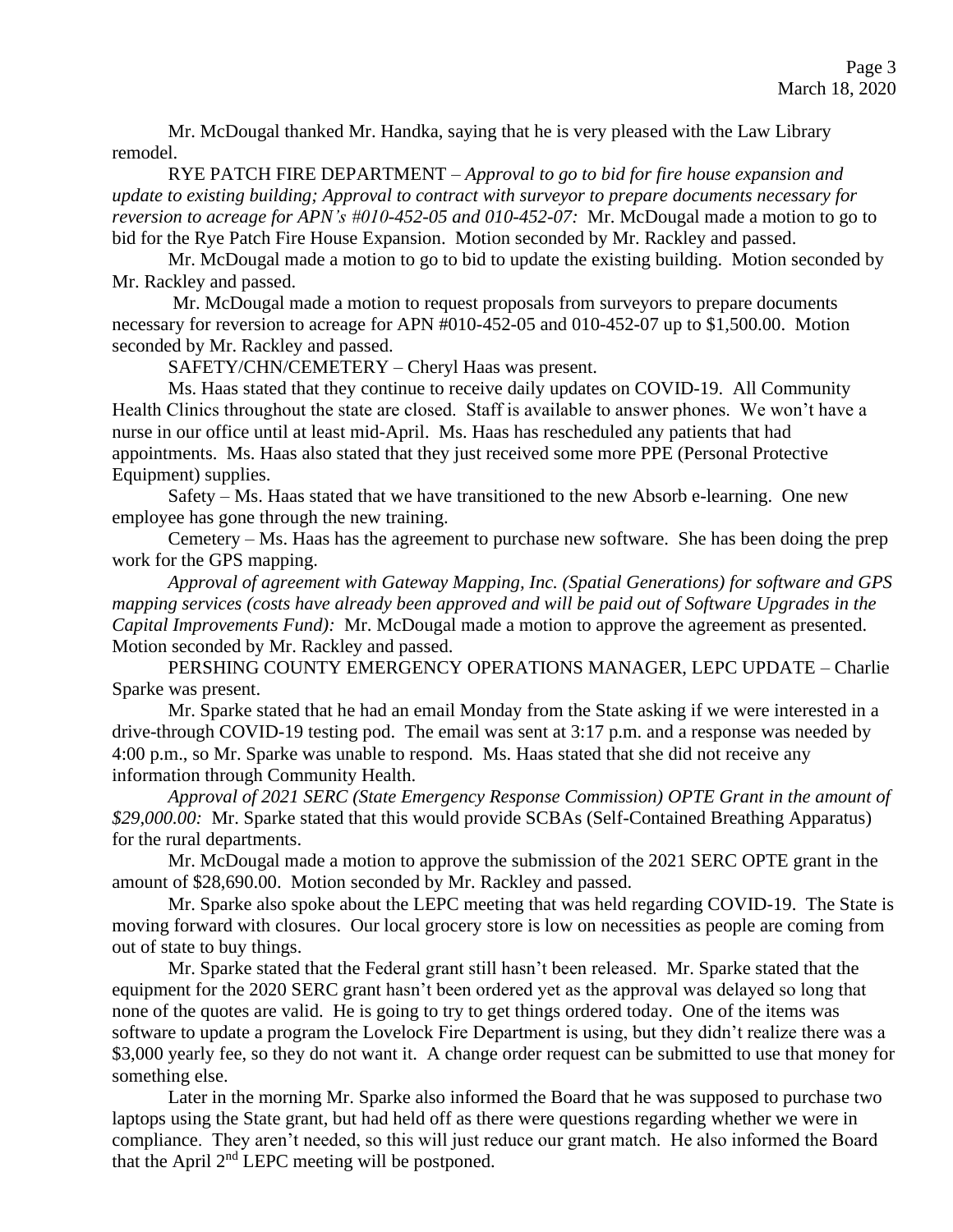Mr. McDougal thanked Mr. Handka, saying that he is very pleased with the Law Library remodel.

RYE PATCH FIRE DEPARTMENT – *Approval to go to bid for fire house expansion and update to existing building; Approval to contract with surveyor to prepare documents necessary for reversion to acreage for APN's #010-452-05 and 010-452-07:* Mr. McDougal made a motion to go to bid for the Rye Patch Fire House Expansion. Motion seconded by Mr. Rackley and passed.

Mr. McDougal made a motion to go to bid to update the existing building. Motion seconded by Mr. Rackley and passed.

Mr. McDougal made a motion to request proposals from surveyors to prepare documents necessary for reversion to acreage for APN #010-452-05 and 010-452-07 up to $1,500.00. Motion seconded by Mr. Rackley and passed.

SAFETY/CHN/CEMETERY – Cheryl Haas was present.

Ms. Haas stated that they continue to receive daily updates on COVID-19. All Community Health Clinics throughout the state are closed. Staff is available to answer phones. We won't have a nurse in our office until at least mid-April. Ms. Haas has rescheduled any patients that had appointments. Ms. Haas also stated that they just received some more PPE (Personal Protective Equipment) supplies.

Safety – Ms. Haas stated that we have transitioned to the new Absorb e-learning. One new employee has gone through the new training.

Cemetery – Ms. Haas has the agreement to purchase new software. She has been doing the prep work for the GPS mapping.

*Approval of agreement with Gateway Mapping, Inc. (Spatial Generations) for software and GPS mapping services (costs have already been approved and will be paid out of Software Upgrades in the Capital Improvements Fund):* Mr. McDougal made a motion to approve the agreement as presented. Motion seconded by Mr. Rackley and passed.

PERSHING COUNTY EMERGENCY OPERATIONS MANAGER, LEPC UPDATE – Charlie Sparke was present.

Mr. Sparke stated that he had an email Monday from the State asking if we were interested in a drive-through COVID-19 testing pod. The email was sent at 3:17 p.m. and a response was needed by 4:00 p.m., so Mr. Sparke was unable to respond. Ms. Haas stated that she did not receive any information through Community Health.

*Approval of 2021 SERC (State Emergency Response Commission) OPTE Grant in the amount of $29,000.00:* Mr. Sparke stated that this would provide SCBAs (Self-Contained Breathing Apparatus) for the rural departments.

Mr. McDougal made a motion to approve the submission of the 2021 SERC OPTE grant in the amount of $28,690.00. Motion seconded by Mr. Rackley and passed.

Mr. Sparke also spoke about the LEPC meeting that was held regarding COVID-19. The State is moving forward with closures. Our local grocery store is low on necessities as people are coming from out of state to buy things.

Mr. Sparke stated that the Federal grant still hasn't been released. Mr. Sparke stated that the equipment for the 2020 SERC grant hasn't been ordered yet as the approval was delayed so long that none of the quotes are valid. He is going to try to get things ordered today. One of the items was software to update a program the Lovelock Fire Department is using, but they didn't realize there was a $3,000 yearly fee, so they do not want it. A change order request can be submitted to use that money for something else.

Later in the morning Mr. Sparke also informed the Board that he was supposed to purchase two laptops using the State grant, but had held off as there were questions regarding whether we were in compliance. They aren't needed, so this will just reduce our grant match. He also informed the Board that the April 2nd LEPC meeting will be postponed.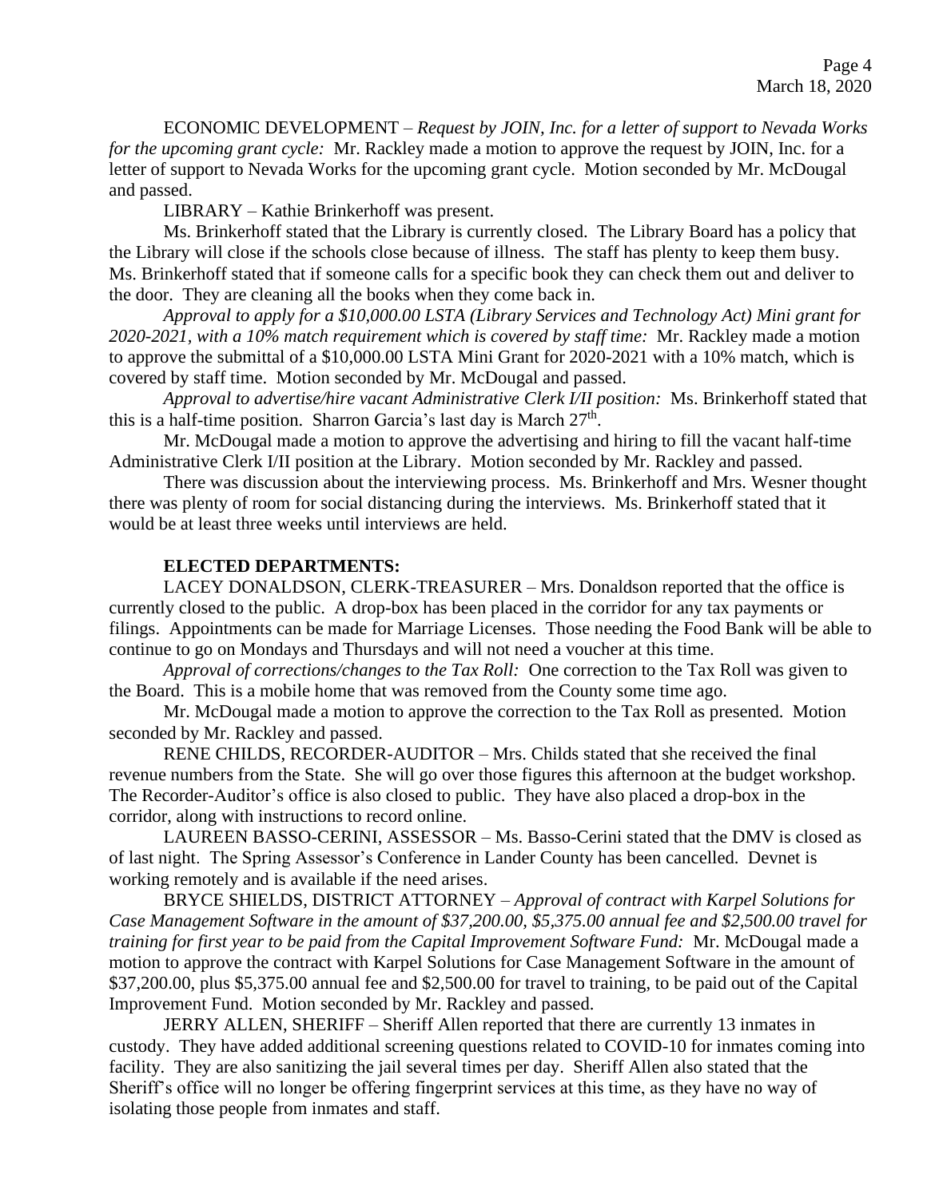ECONOMIC DEVELOPMENT – *Request by JOIN, Inc. for a letter of support to Nevada Works for the upcoming grant cycle:* Mr. Rackley made a motion to approve the request by JOIN, Inc. for a letter of support to Nevada Works for the upcoming grant cycle. Motion seconded by Mr. McDougal and passed.

LIBRARY – Kathie Brinkerhoff was present.

Ms. Brinkerhoff stated that the Library is currently closed. The Library Board has a policy that the Library will close if the schools close because of illness. The staff has plenty to keep them busy. Ms. Brinkerhoff stated that if someone calls for a specific book they can check them out and deliver to the door. They are cleaning all the books when they come back in.

*Approval to apply for a $10,000.00 LSTA (Library Services and Technology Act) Mini grant for 2020-2021, with a 10% match requirement which is covered by staff time:* Mr. Rackley made a motion to approve the submittal of a $10,000.00 LSTA Mini Grant for 2020-2021 with a 10% match, which is covered by staff time. Motion seconded by Mr. McDougal and passed.

*Approval to advertise/hire vacant Administrative Clerk I/II position:* Ms. Brinkerhoff stated that this is a half-time position. Sharron Garcia's last day is March 27th.

Mr. McDougal made a motion to approve the advertising and hiring to fill the vacant half-time Administrative Clerk I/II position at the Library. Motion seconded by Mr. Rackley and passed.

There was discussion about the interviewing process. Ms. Brinkerhoff and Mrs. Wesner thought there was plenty of room for social distancing during the interviews. Ms. Brinkerhoff stated that it would be at least three weeks until interviews are held.

**ELECTED DEPARTMENTS:**

LACEY DONALDSON, CLERK-TREASURER – Mrs. Donaldson reported that the office is currently closed to the public. A drop-box has been placed in the corridor for any tax payments or filings. Appointments can be made for Marriage Licenses. Those needing the Food Bank will be able to continue to go on Mondays and Thursdays and will not need a voucher at this time.

*Approval of corrections/changes to the Tax Roll:* One correction to the Tax Roll was given to the Board. This is a mobile home that was removed from the County some time ago.

Mr. McDougal made a motion to approve the correction to the Tax Roll as presented. Motion seconded by Mr. Rackley and passed.

RENE CHILDS, RECORDER-AUDITOR – Mrs. Childs stated that she received the final revenue numbers from the State. She will go over those figures this afternoon at the budget workshop. The Recorder-Auditor's office is also closed to public. They have also placed a drop-box in the corridor, along with instructions to record online.

LAUREEN BASSO-CERINI, ASSESSOR – Ms. Basso-Cerini stated that the DMV is closed as of last night. The Spring Assessor's Conference in Lander County has been cancelled. Devnet is working remotely and is available if the need arises.

BRYCE SHIELDS, DISTRICT ATTORNEY – *Approval of contract with Karpel Solutions for Case Management Software in the amount of $37,200.00, $5,375.00 annual fee and $2,500.00 travel for training for first year to be paid from the Capital Improvement Software Fund:* Mr. McDougal made a motion to approve the contract with Karpel Solutions for Case Management Software in the amount of $37,200.00, plus $5,375.00 annual fee and $2,500.00 for travel to training, to be paid out of the Capital Improvement Fund. Motion seconded by Mr. Rackley and passed.

JERRY ALLEN, SHERIFF – Sheriff Allen reported that there are currently 13 inmates in custody. They have added additional screening questions related to COVID-10 for inmates coming into facility. They are also sanitizing the jail several times per day. Sheriff Allen also stated that the Sheriff's office will no longer be offering fingerprint services at this time, as they have no way of isolating those people from inmates and staff.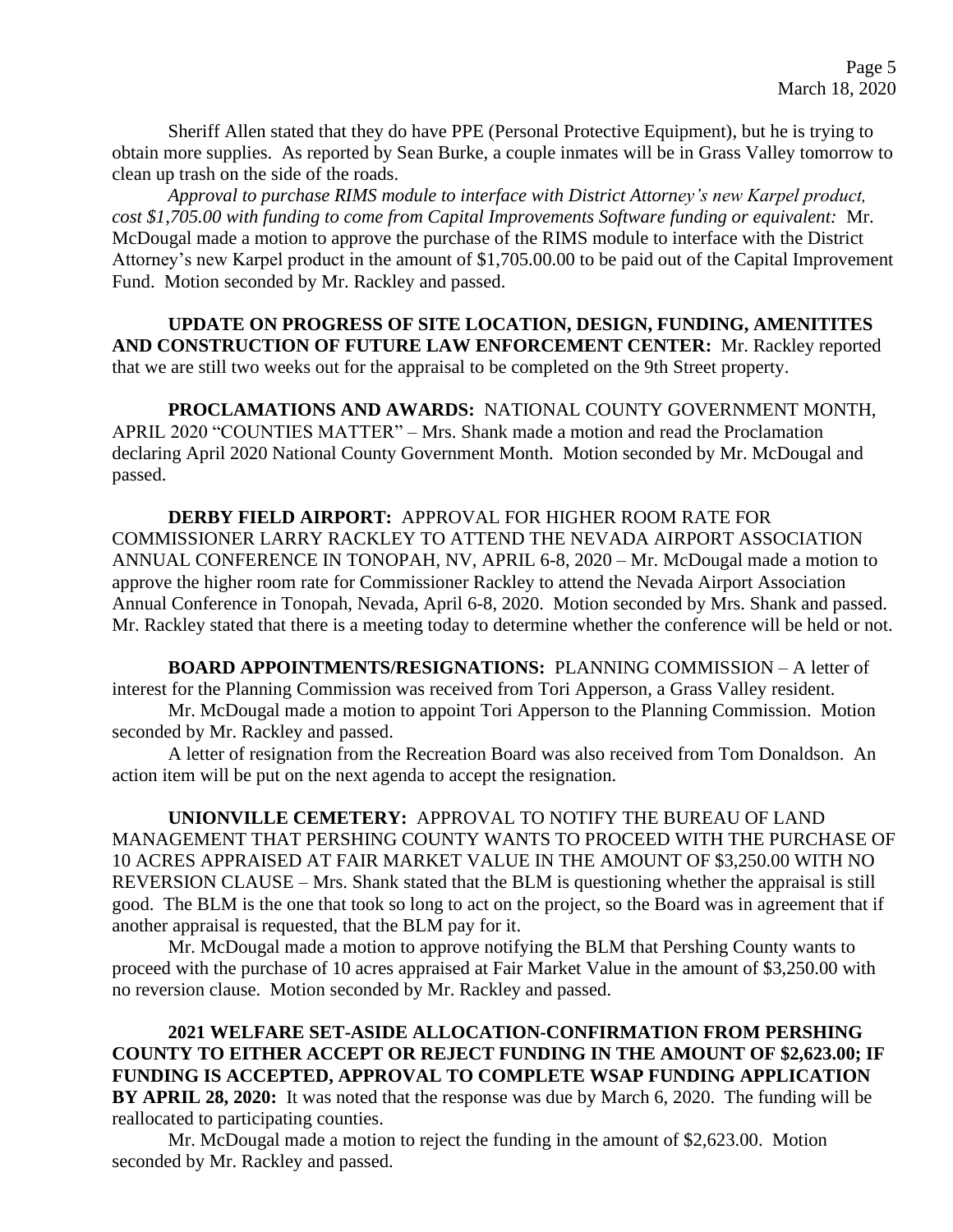Sheriff Allen stated that they do have PPE (Personal Protective Equipment), but he is trying to obtain more supplies. As reported by Sean Burke, a couple inmates will be in Grass Valley tomorrow to clean up trash on the side of the roads.

*Approval to purchase RIMS module to interface with District Attorney's new Karpel product, cost $1,705.00 with funding to come from Capital Improvements Software funding or equivalent:* Mr. McDougal made a motion to approve the purchase of the RIMS module to interface with the District Attorney's new Karpel product in the amount of $1,705.00.00 to be paid out of the Capital Improvement Fund. Motion seconded by Mr. Rackley and passed.

**UPDATE ON PROGRESS OF SITE LOCATION, DESIGN, FUNDING, AMENITITES AND CONSTRUCTION OF FUTURE LAW ENFORCEMENT CENTER:** Mr. Rackley reported that we are still two weeks out for the appraisal to be completed on the 9th Street property.

**PROCLAMATIONS AND AWARDS:** NATIONAL COUNTY GOVERNMENT MONTH, APRIL 2020 "COUNTIES MATTER" – Mrs. Shank made a motion and read the Proclamation declaring April 2020 National County Government Month. Motion seconded by Mr. McDougal and passed.

**DERBY FIELD AIRPORT:** APPROVAL FOR HIGHER ROOM RATE FOR COMMISSIONER LARRY RACKLEY TO ATTEND THE NEVADA AIRPORT ASSOCIATION ANNUAL CONFERENCE IN TONOPAH, NV, APRIL 6-8, 2020 – Mr. McDougal made a motion to approve the higher room rate for Commissioner Rackley to attend the Nevada Airport Association Annual Conference in Tonopah, Nevada, April 6-8, 2020. Motion seconded by Mrs. Shank and passed. Mr. Rackley stated that there is a meeting today to determine whether the conference will be held or not.

**BOARD APPOINTMENTS/RESIGNATIONS:** PLANNING COMMISSION – A letter of interest for the Planning Commission was received from Tori Apperson, a Grass Valley resident.

Mr. McDougal made a motion to appoint Tori Apperson to the Planning Commission. Motion seconded by Mr. Rackley and passed.

A letter of resignation from the Recreation Board was also received from Tom Donaldson. An action item will be put on the next agenda to accept the resignation.

**UNIONVILLE CEMETERY:** APPROVAL TO NOTIFY THE BUREAU OF LAND MANAGEMENT THAT PERSHING COUNTY WANTS TO PROCEED WITH THE PURCHASE OF 10 ACRES APPRAISED AT FAIR MARKET VALUE IN THE AMOUNT OF $3,250.00 WITH NO REVERSION CLAUSE – Mrs. Shank stated that the BLM is questioning whether the appraisal is still good. The BLM is the one that took so long to act on the project, so the Board was in agreement that if another appraisal is requested, that the BLM pay for it.

Mr. McDougal made a motion to approve notifying the BLM that Pershing County wants to proceed with the purchase of 10 acres appraised at Fair Market Value in the amount of $3,250.00 with no reversion clause. Motion seconded by Mr. Rackley and passed.

**2021 WELFARE SET-ASIDE ALLOCATION-CONFIRMATION FROM PERSHING COUNTY TO EITHER ACCEPT OR REJECT FUNDING IN THE AMOUNT OF $2,623.00; IF FUNDING IS ACCEPTED, APPROVAL TO COMPLETE WSAP FUNDING APPLICATION BY APRIL 28, 2020:** It was noted that the response was due by March 6, 2020. The funding will be reallocated to participating counties.

Mr. McDougal made a motion to reject the funding in the amount of $2,623.00. Motion seconded by Mr. Rackley and passed.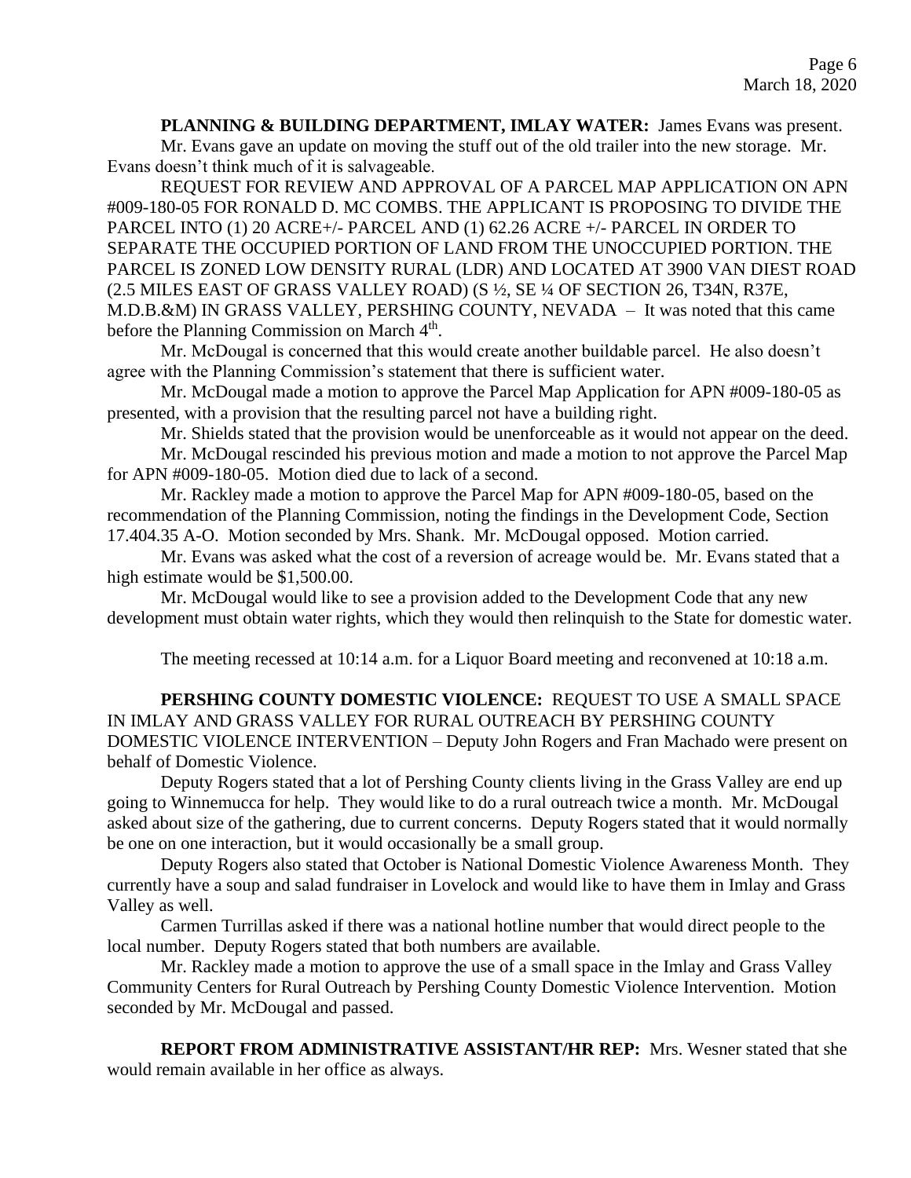**PLANNING & BUILDING DEPARTMENT, IMLAY WATER:** James Evans was present.

Mr. Evans gave an update on moving the stuff out of the old trailer into the new storage. Mr. Evans doesn't think much of it is salvageable.

REQUEST FOR REVIEW AND APPROVAL OF A PARCEL MAP APPLICATION ON APN #009-180-05 FOR RONALD D. MC COMBS. THE APPLICANT IS PROPOSING TO DIVIDE THE PARCEL INTO (1) 20 ACRE+/- PARCEL AND (1) 62.26 ACRE +/- PARCEL IN ORDER TO SEPARATE THE OCCUPIED PORTION OF LAND FROM THE UNOCCUPIED PORTION. THE PARCEL IS ZONED LOW DENSITY RURAL (LDR) AND LOCATED AT 3900 VAN DIEST ROAD (2.5 MILES EAST OF GRASS VALLEY ROAD) (S ½, SE ¼ OF SECTION 26, T34N, R37E, M.D.B.&M) IN GRASS VALLEY, PERSHING COUNTY, NEVADA – It was noted that this came before the Planning Commission on March 4th.

Mr. McDougal is concerned that this would create another buildable parcel. He also doesn't agree with the Planning Commission's statement that there is sufficient water.

Mr. McDougal made a motion to approve the Parcel Map Application for APN #009-180-05 as presented, with a provision that the resulting parcel not have a building right.

Mr. Shields stated that the provision would be unenforceable as it would not appear on the deed.

Mr. McDougal rescinded his previous motion and made a motion to not approve the Parcel Map for APN #009-180-05. Motion died due to lack of a second.

Mr. Rackley made a motion to approve the Parcel Map for APN #009-180-05, based on the recommendation of the Planning Commission, noting the findings in the Development Code, Section 17.404.35 A-O. Motion seconded by Mrs. Shank. Mr. McDougal opposed. Motion carried.

Mr. Evans was asked what the cost of a reversion of acreage would be. Mr. Evans stated that a high estimate would be $1,500.00.

Mr. McDougal would like to see a provision added to the Development Code that any new development must obtain water rights, which they would then relinquish to the State for domestic water.

The meeting recessed at 10:14 a.m. for a Liquor Board meeting and reconvened at 10:18 a.m.

**PERSHING COUNTY DOMESTIC VIOLENCE:** REQUEST TO USE A SMALL SPACE IN IMLAY AND GRASS VALLEY FOR RURAL OUTREACH BY PERSHING COUNTY DOMESTIC VIOLENCE INTERVENTION – Deputy John Rogers and Fran Machado were present on behalf of Domestic Violence.

Deputy Rogers stated that a lot of Pershing County clients living in the Grass Valley are end up going to Winnemucca for help. They would like to do a rural outreach twice a month. Mr. McDougal asked about size of the gathering, due to current concerns. Deputy Rogers stated that it would normally be one on one interaction, but it would occasionally be a small group.

Deputy Rogers also stated that October is National Domestic Violence Awareness Month. They currently have a soup and salad fundraiser in Lovelock and would like to have them in Imlay and Grass Valley as well.

Carmen Turrillas asked if there was a national hotline number that would direct people to the local number. Deputy Rogers stated that both numbers are available.

Mr. Rackley made a motion to approve the use of a small space in the Imlay and Grass Valley Community Centers for Rural Outreach by Pershing County Domestic Violence Intervention. Motion seconded by Mr. McDougal and passed.

**REPORT FROM ADMINISTRATIVE ASSISTANT/HR REP:** Mrs. Wesner stated that she would remain available in her office as always.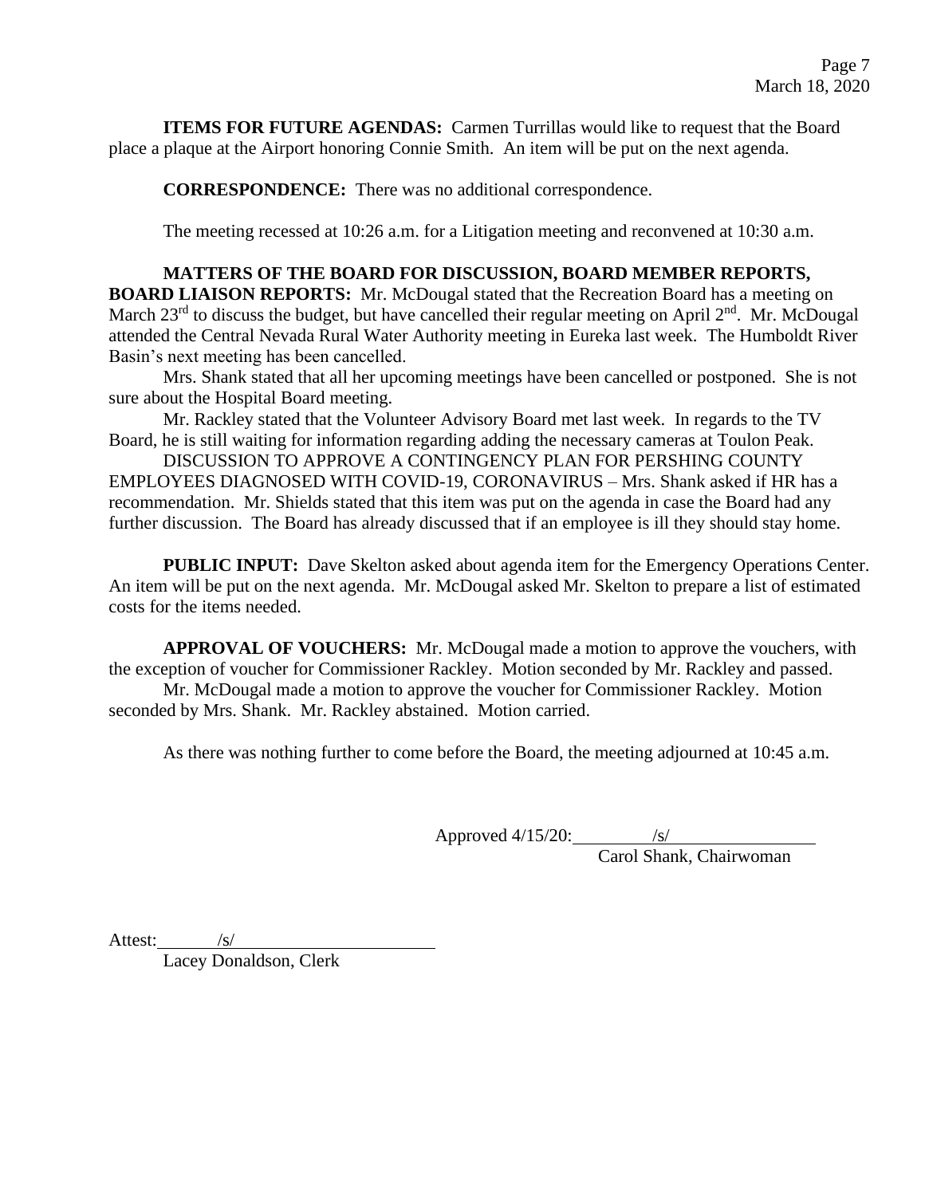**ITEMS FOR FUTURE AGENDAS:** Carmen Turrillas would like to request that the Board place a plaque at the Airport honoring Connie Smith. An item will be put on the next agenda.

**CORRESPONDENCE:** There was no additional correspondence.

The meeting recessed at 10:26 a.m. for a Litigation meeting and reconvened at 10:30 a.m.

**MATTERS OF THE BOARD FOR DISCUSSION, BOARD MEMBER REPORTS, BOARD LIAISON REPORTS:** Mr. McDougal stated that the Recreation Board has a meeting on March 23rd to discuss the budget, but have cancelled their regular meeting on April 2nd. Mr. McDougal attended the Central Nevada Rural Water Authority meeting in Eureka last week. The Humboldt River Basin's next meeting has been cancelled.

Mrs. Shank stated that all her upcoming meetings have been cancelled or postponed. She is not sure about the Hospital Board meeting.

Mr. Rackley stated that the Volunteer Advisory Board met last week. In regards to the TV Board, he is still waiting for information regarding adding the necessary cameras at Toulon Peak.

DISCUSSION TO APPROVE A CONTINGENCY PLAN FOR PERSHING COUNTY EMPLOYEES DIAGNOSED WITH COVID-19, CORONAVIRUS – Mrs. Shank asked if HR has a recommendation. Mr. Shields stated that this item was put on the agenda in case the Board had any further discussion. The Board has already discussed that if an employee is ill they should stay home.

**PUBLIC INPUT:** Dave Skelton asked about agenda item for the Emergency Operations Center. An item will be put on the next agenda. Mr. McDougal asked Mr. Skelton to prepare a list of estimated costs for the items needed.

**APPROVAL OF VOUCHERS:** Mr. McDougal made a motion to approve the vouchers, with the exception of voucher for Commissioner Rackley. Motion seconded by Mr. Rackley and passed.

Mr. McDougal made a motion to approve the voucher for Commissioner Rackley. Motion seconded by Mrs. Shank. Mr. Rackley abstained. Motion carried.

As there was nothing further to come before the Board, the meeting adjourned at 10:45 a.m.

Approved 4/15/20: /s/
Carol Shank, Chairwoman

Attest: /s/
Lacey Donaldson, Clerk